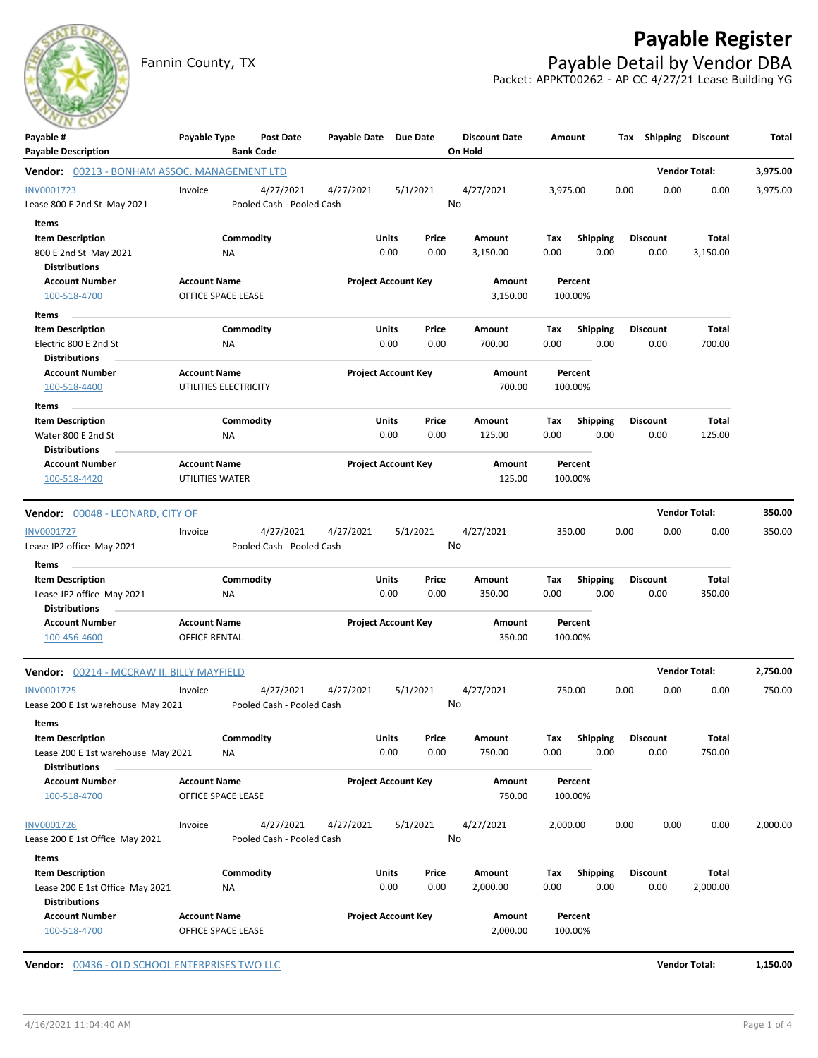# Payable Register

Fannin County, TX

## Payable Detail by Vendor DBA

Packet: APPKT00262 - AP CC 4/27/21 Lease Building YG

| Payable # / Payable Description | Payable Type | Post Date / Bank Code | Payable Date | Due Date | Discount Date / On Hold | Amount | Tax | Shipping | Discount | Total |
|---|---|---|---|---|---|---|---|---|---|---|

**Vendor: 00213 - BONHAM ASSOC. MANAGEMENT LTD** — Vendor Total: **3,975.00**

| Payable # | Payable Type | Post Date | Payable Date | Due Date | Discount Date | Amount | Tax | Shipping | Discount | Total |
|---|---|---|---|---|---|---|---|---|---|---|
| INV0001723 | Invoice | 4/27/2021 | 4/27/2021 | 5/1/2021 | 4/27/2021 | 3,975.00 | 0.00 | 0.00 | 0.00 | 3,975.00 |
| Lease 800 E 2nd St May 2021 | | Pooled Cash - Pooled Cash | | | No | | | | | |

Items

| Item Description | Commodity | Units | Price | Amount | Tax | Shipping | Discount | Total |
|---|---|---|---|---|---|---|---|---|
| 800 E 2nd St May 2021 | NA | 0.00 | 0.00 | 3,150.00 | 0.00 | 0.00 | 0.00 | 3,150.00 |

Distributions

| Account Number | Account Name | Project Account Key | Amount | Percent |
|---|---|---|---|---|
| 100-518-4700 | OFFICE SPACE LEASE | | 3,150.00 | 100.00% |

Items

| Item Description | Commodity | Units | Price | Amount | Tax | Shipping | Discount | Total |
|---|---|---|---|---|---|---|---|---|
| Electric 800 E 2nd St | NA | 0.00 | 0.00 | 700.00 | 0.00 | 0.00 | 0.00 | 700.00 |

Distributions

| Account Number | Account Name | Project Account Key | Amount | Percent |
|---|---|---|---|---|
| 100-518-4400 | UTILITIES ELECTRICITY | | 700.00 | 100.00% |

Items

| Item Description | Commodity | Units | Price | Amount | Tax | Shipping | Discount | Total |
|---|---|---|---|---|---|---|---|---|
| Water 800 E 2nd St | NA | 0.00 | 0.00 | 125.00 | 0.00 | 0.00 | 0.00 | 125.00 |

Distributions

| Account Number | Account Name | Project Account Key | Amount | Percent |
|---|---|---|---|---|
| 100-518-4420 | UTILITIES WATER | | 125.00 | 100.00% |

**Vendor: 00048 - LEONARD, CITY OF** — Vendor Total: **350.00**

| Payable # | Payable Type | Post Date | Payable Date | Due Date | Discount Date | Amount | Tax | Shipping | Discount | Total |
|---|---|---|---|---|---|---|---|---|---|---|
| INV0001727 | Invoice | 4/27/2021 | 4/27/2021 | 5/1/2021 | 4/27/2021 | 350.00 | 0.00 | 0.00 | 0.00 | 350.00 |
| Lease JP2 office May 2021 | | Pooled Cash - Pooled Cash | | | No | | | | | |

Items

| Item Description | Commodity | Units | Price | Amount | Tax | Shipping | Discount | Total |
|---|---|---|---|---|---|---|---|---|
| Lease JP2 office May 2021 | NA | 0.00 | 0.00 | 350.00 | 0.00 | 0.00 | 0.00 | 350.00 |

Distributions

| Account Number | Account Name | Project Account Key | Amount | Percent |
|---|---|---|---|---|
| 100-456-4600 | OFFICE RENTAL | | 350.00 | 100.00% |

**Vendor: 00214 - MCCRAW II, BILLY MAYFIELD** — Vendor Total: **2,750.00**

| Payable # | Payable Type | Post Date | Payable Date | Due Date | Discount Date | Amount | Tax | Shipping | Discount | Total |
|---|---|---|---|---|---|---|---|---|---|---|
| INV0001725 | Invoice | 4/27/2021 | 4/27/2021 | 5/1/2021 | 4/27/2021 | 750.00 | 0.00 | 0.00 | 0.00 | 750.00 |
| Lease 200 E 1st warehouse May 2021 | | Pooled Cash - Pooled Cash | | | No | | | | | |

Items

| Item Description | Commodity | Units | Price | Amount | Tax | Shipping | Discount | Total |
|---|---|---|---|---|---|---|---|---|
| Lease 200 E 1st warehouse May 2021 | NA | 0.00 | 0.00 | 750.00 | 0.00 | 0.00 | 0.00 | 750.00 |

Distributions

| Account Number | Account Name | Project Account Key | Amount | Percent |
|---|---|---|---|---|
| 100-518-4700 | OFFICE SPACE LEASE | | 750.00 | 100.00% |

| Payable # | Payable Type | Post Date | Payable Date | Due Date | Discount Date | Amount | Tax | Shipping | Discount | Total |
|---|---|---|---|---|---|---|---|---|---|---|
| INV0001726 | Invoice | 4/27/2021 | 4/27/2021 | 5/1/2021 | 4/27/2021 | 2,000.00 | 0.00 | 0.00 | 0.00 | 2,000.00 |
| Lease 200 E 1st Office May 2021 | | Pooled Cash - Pooled Cash | | | No | | | | | |

Items

| Item Description | Commodity | Units | Price | Amount | Tax | Shipping | Discount | Total |
|---|---|---|---|---|---|---|---|---|
| Lease 200 E 1st Office May 2021 | NA | 0.00 | 0.00 | 2,000.00 | 0.00 | 0.00 | 0.00 | 2,000.00 |

Distributions

| Account Number | Account Name | Project Account Key | Amount | Percent |
|---|---|---|---|---|
| 100-518-4700 | OFFICE SPACE LEASE | | 2,000.00 | 100.00% |

**Vendor: 00436 - OLD SCHOOL ENTERPRISES TWO LLC** — Vendor Total: **1,150.00**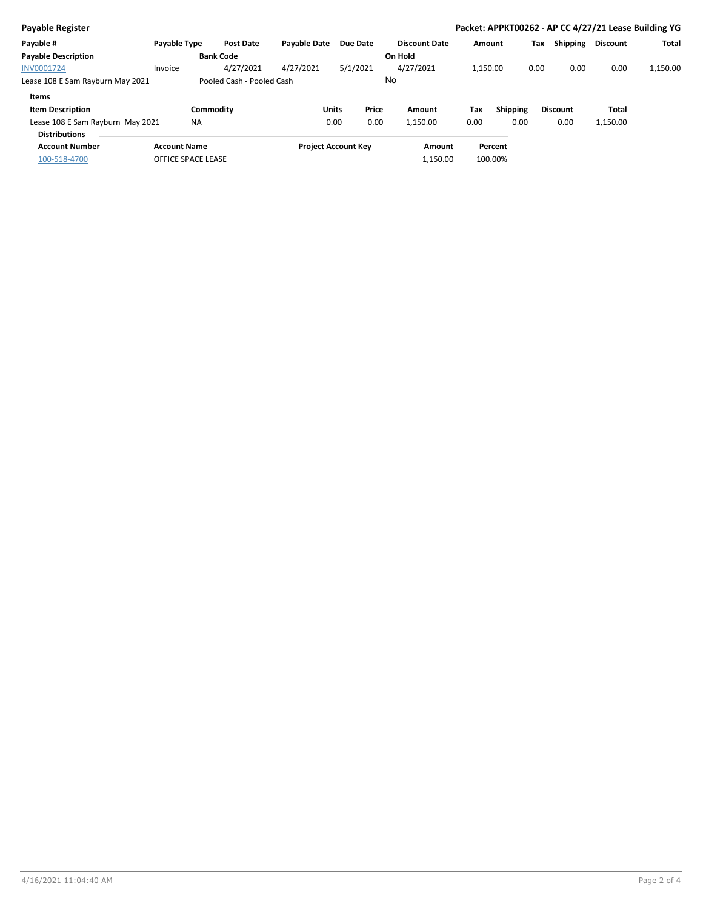**Payable Register**

**Packet: APPKT00262 - AP CC 4/27/21 Lease Building YG**

| Payable # | Payable Type | Post Date | Payable Date | Due Date | Discount Date | Amount | Tax | Shipping | Discount | Total |
|---|---|---|---|---|---|---|---|---|---|---|
| **Payable Description** | | **Bank Code** | | | **On Hold** | | | | | |
| INV0001724 | Invoice | 4/27/2021 | 4/27/2021 | 5/1/2021 | 4/27/2021 | 1,150.00 | 0.00 | 0.00 | 0.00 | 1,150.00 |
| Lease 108 E Sam Rayburn May 2021 | | Pooled Cash - Pooled Cash | | | No | | | | | |

**Items**

| Item Description | Commodity | Units | Price | Amount | Tax | Shipping | Discount | Total |
|---|---|---|---|---|---|---|---|---|
| Lease 108 E Sam Rayburn May 2021 | NA | 0.00 | 0.00 | 1,150.00 | 0.00 | 0.00 | 0.00 | 1,150.00 |

**Distributions**

| Account Number | Account Name | Project Account Key | Amount | Percent |
|---|---|---|---|---|
| 100-518-4700 | OFFICE SPACE LEASE | | 1,150.00 | 100.00% |

4/16/2021 11:04:40 AM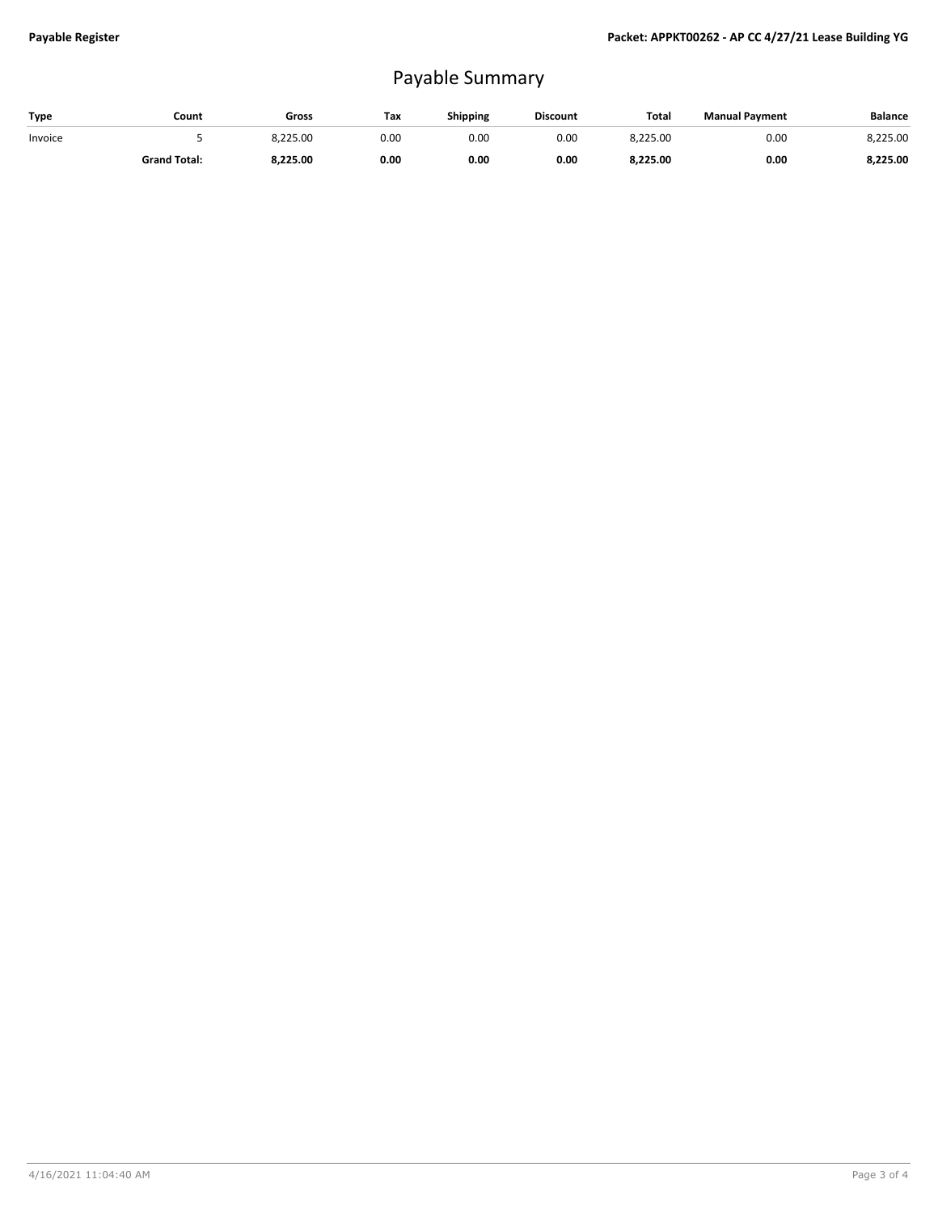# Payable Summary

| Type | Count | Gross | Tax | Shipping | Discount | Total | Manual Payment | Balance |
|---|---|---|---|---|---|---|---|---|
| Invoice | 5 | 8,225.00 | 0.00 | 0.00 | 0.00 | 8,225.00 | 0.00 | 8,225.00 |
| | **Grand Total:** | **8,225.00** | **0.00** | **0.00** | **0.00** | **8,225.00** | **0.00** | **8,225.00** |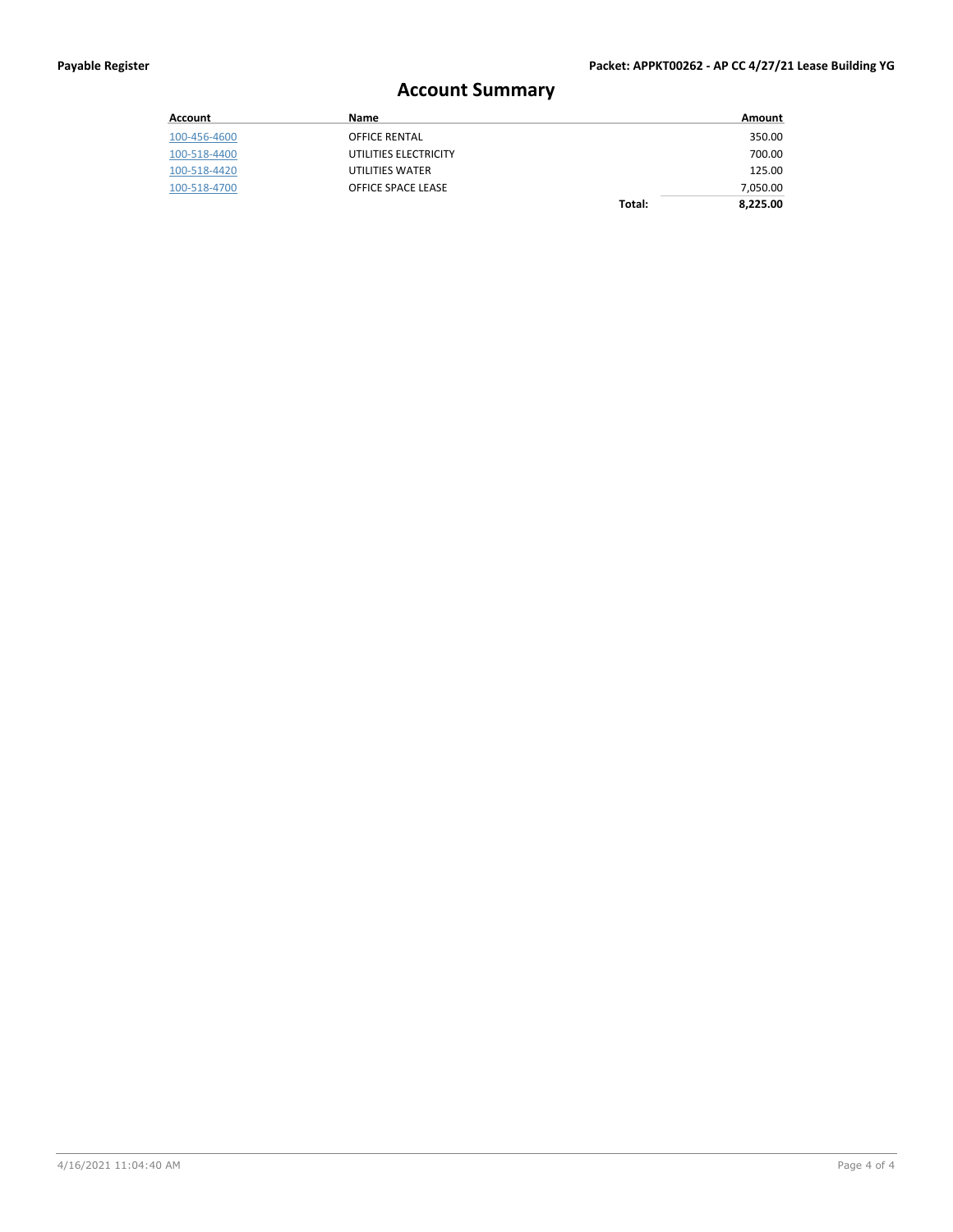# Account Summary

| Account | Name | | Amount |
|---|---|---|---|
| 100-456-4600 | OFFICE RENTAL | | 350.00 |
| 100-518-4400 | UTILITIES ELECTRICITY | | 700.00 |
| 100-518-4420 | UTILITIES WATER | | 125.00 |
| 100-518-4700 | OFFICE SPACE LEASE | | 7,050.00 |
| | | **Total:** | **8,225.00** |